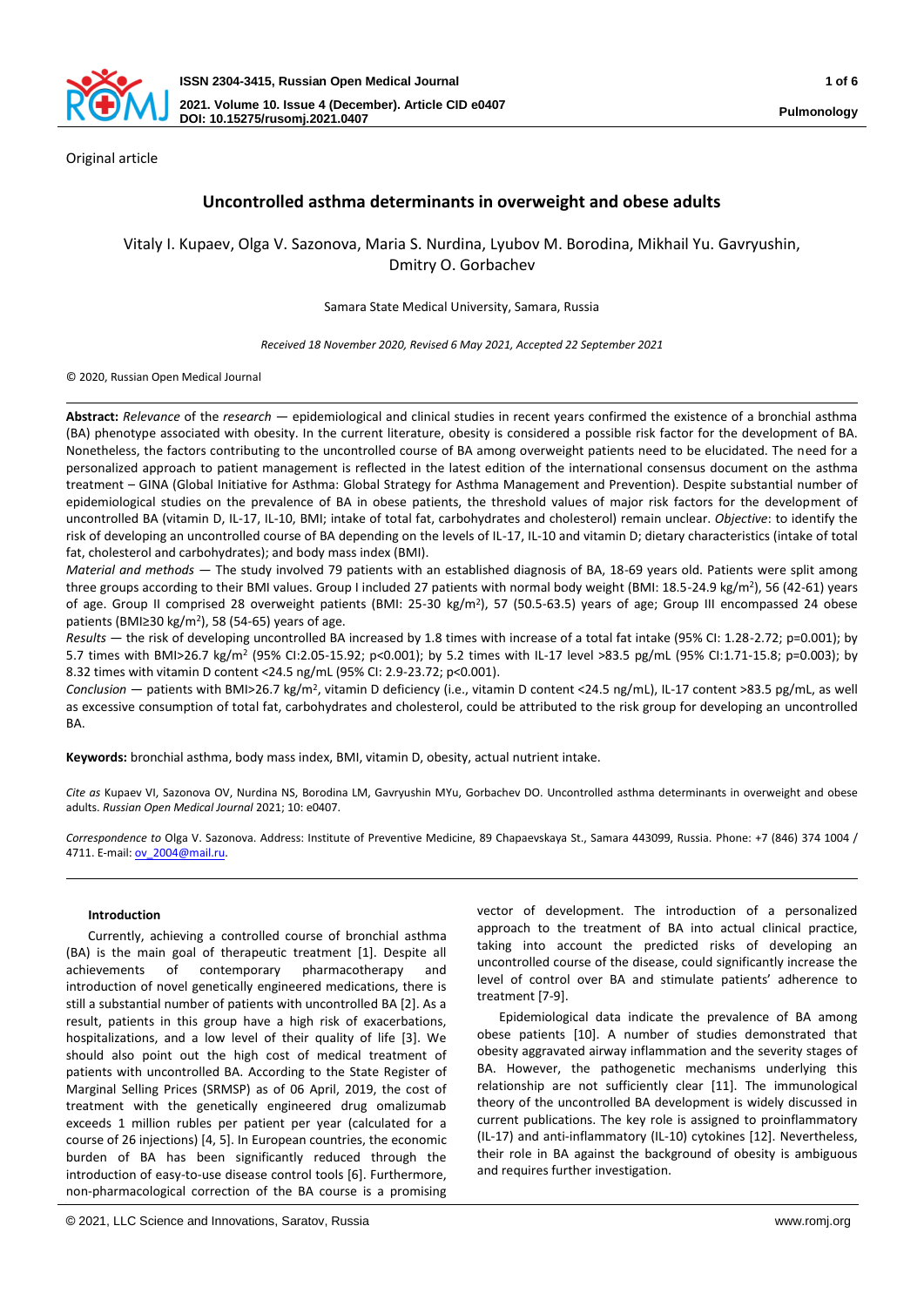Original article

# Uncontrolled asthma determinants in overweight and obese adults

Vitaly I. Kupaev, Olga V. Sazonova, Maria S. Nurdina, Lyubov M. Borodina, Mikhail Yu. Gavryushin, Dmitry O. Gorbachev

Samara State Medical University, Samara, Russia

*Received 18 November 2020, Revised 6 May 2021, Accepted 22 September 2021*

© 2020, Russian Open Medical Journal

**Abstract:** *Relevance* of the *research* — epidemiological and clinical studies in recent years confirmed the existence of a bronchial asthma (BA) phenotype associated with obesity. In the current literature, obesity is considered a possible risk factor for the development of BA. Nonetheless, the factors contributing to the uncontrolled course of BA among overweight patients need to be elucidated. The need for a personalized approach to patient management is reflected in the latest edition of the international consensus document on the asthma treatment – GINA (Global Initiative for Asthma: Global Strategy for Asthma Management and Prevention). Despite substantial number of epidemiological studies on the prevalence of BA in obese patients, the threshold values of major risk factors for the development of uncontrolled BA (vitamin D, IL-17, IL-10, BMI; intake of total fat, carbohydrates and cholesterol) remain unclear. *Objective*: to identify the risk of developing an uncontrolled course of BA depending on the levels of IL-17, IL-10 and vitamin D; dietary characteristics (intake of total fat, cholesterol and carbohydrates); and body mass index (BMI).

*Material and methods* — The study involved 79 patients with an established diagnosis of BA, 18-69 years old. Patients were split among three groups according to their BMI values. Group I included 27 patients with normal body weight (BMI: 18.5-24.9 kg/m$^2$), 56 (42-61) years of age. Group II comprised 28 overweight patients (BMI: 25-30 kg/m$^2$), 57 (50.5-63.5) years of age; Group III encompassed 24 obese patients (BMI≥30 kg/m$^2$), 58 (54-65) years of age.

*Results* — the risk of developing uncontrolled BA increased by 1.8 times with increase of a total fat intake (95% CI: 1.28-2.72; p=0.001); by 5.7 times with BMI>26.7 kg/m$^2$ (95% CI:2.05-15.92; p<0.001); by 5.2 times with IL-17 level >83.5 pg/mL (95% CI:1.71-15.8; p=0.003); by 8.32 times with vitamin D content <24.5 ng/mL (95% CI: 2.9-23.72; p<0.001).

*Conclusion* — patients with BMI>26.7 kg/m$^2$, vitamin D deficiency (i.e., vitamin D content <24.5 ng/mL), IL-17 content >83.5 pg/mL, as well as excessive consumption of total fat, carbohydrates and cholesterol, could be attributed to the risk group for developing an uncontrolled BA.

**Keywords:** bronchial asthma, body mass index, BMI, vitamin D, obesity, actual nutrient intake.

*Cite as* Kupaev VI, Sazonova OV, Nurdina NS, Borodina LM, Gavryushin MYu, Gorbachev DO. Uncontrolled asthma determinants in overweight and obese adults. *Russian Open Medical Journal* 2021; 10: e0407.

*Correspondence to* Olga V. Sazonova. Address: Institute of Preventive Medicine, 89 Chapaevskaya St., Samara 443099, Russia. Phone: +7 (846) 374 1004 / 4711. E-mail: ov_2004@mail.ru.

## Introduction

Currently, achieving a controlled course of bronchial asthma (BA) is the main goal of therapeutic treatment [1]. Despite all achievements of contemporary pharmacotherapy and introduction of novel genetically engineered medications, there is still a substantial number of patients with uncontrolled BA [2]. As a result, patients in this group have a high risk of exacerbations, hospitalizations, and a low level of their quality of life [3]. We should also point out the high cost of medical treatment of patients with uncontrolled BA. According to the State Register of Marginal Selling Prices (SRMSP) as of 06 April, 2019, the cost of treatment with the genetically engineered drug omalizumab exceeds 1 million rubles per patient per year (calculated for a course of 26 injections) [4, 5]. In European countries, the economic burden of BA has been significantly reduced through the introduction of easy-to-use disease control tools [6]. Furthermore, non-pharmacological correction of the BA course is a promising vector of development. The introduction of a personalized approach to the treatment of BA into actual clinical practice, taking into account the predicted risks of developing an uncontrolled course of the disease, could significantly increase the level of control over BA and stimulate patients' adherence to treatment [7-9].

Epidemiological data indicate the prevalence of BA among obese patients [10]. A number of studies demonstrated that obesity aggravated airway inflammation and the severity stages of BA. However, the pathogenetic mechanisms underlying this relationship are not sufficiently clear [11]. The immunological theory of the uncontrolled BA development is widely discussed in current publications. The key role is assigned to proinflammatory (IL-17) and anti-inflammatory (IL-10) cytokines [12]. Nevertheless, their role in BA against the background of obesity is ambiguous and requires further investigation.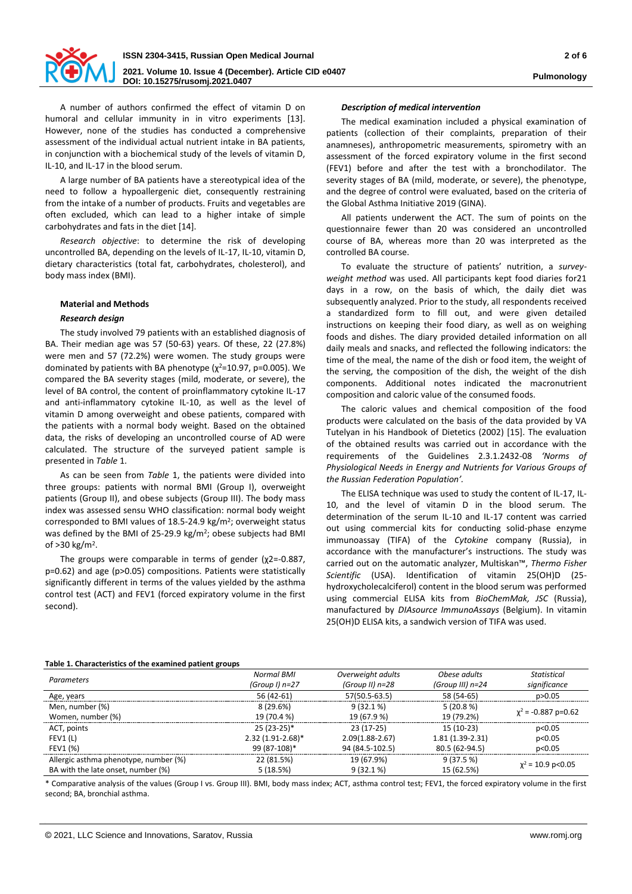A number of authors confirmed the effect of vitamin D on humoral and cellular immunity in in vitro experiments [13]. However, none of the studies has conducted a comprehensive assessment of the individual actual nutrient intake in BA patients, in conjunction with a biochemical study of the levels of vitamin D, IL-10, and IL-17 in the blood serum.

A large number of BA patients have a stereotypical idea of the need to follow a hypoallergenic diet, consequently restraining from the intake of a number of products. Fruits and vegetables are often excluded, which can lead to a higher intake of simple carbohydrates and fats in the diet [14].

*Research objective*: to determine the risk of developing uncontrolled BA, depending on the levels of IL-17, IL-10, vitamin D, dietary characteristics (total fat, carbohydrates, cholesterol), and body mass index (BMI).

## Material and Methods

### Research design

The study involved 79 patients with an established diagnosis of BA. Their median age was 57 (50-63) years. Of these, 22 (27.8%) were men and 57 (72.2%) were women. The study groups were dominated by patients with BA phenotype ($\chi^2$=10.97, p=0.005). We compared the BA severity stages (mild, moderate, or severe), the level of BA control, the content of proinflammatory cytokine IL-17 and anti-inflammatory cytokine IL-10, as well as the level of vitamin D among overweight and obese patients, compared with the patients with a normal body weight. Based on the obtained data, the risks of developing an uncontrolled course of AD were calculated. The structure of the surveyed patient sample is presented in *Table* 1.

As can be seen from *Table* 1, the patients were divided into three groups: patients with normal BMI (Group I), overweight patients (Group II), and obese subjects (Group III). The body mass index was assessed sensu WHO classification: normal body weight corresponded to BMI values of 18.5-24.9 kg/m$^2$; overweight status was defined by the BMI of 25-29.9 kg/m$^2$; obese subjects had BMI of >30 kg/m$^2$.

The groups were comparable in terms of gender ($\chi$2=-0.887, p=0.62) and age (p>0.05) compositions. Patients were statistically significantly different in terms of the values yielded by the asthma control test (ACT) and FEV1 (forced expiratory volume in the first second).

### Description of medical intervention

The medical examination included a physical examination of patients (collection of their complaints, preparation of their anamneses), anthropometric measurements, spirometry with an assessment of the forced expiratory volume in the first second (FEV1) before and after the test with a bronchodilator. The severity stages of BA (mild, moderate, or severe), the phenotype, and the degree of control were evaluated, based on the criteria of the Global Asthma Initiative 2019 (GINA).

All patients underwent the ACT. The sum of points on the questionnaire fewer than 20 was considered an uncontrolled course of BA, whereas more than 20 was interpreted as the controlled BA course.

To evaluate the structure of patients' nutrition, a *survey-weight method* was used. All participants kept food diaries for21 days in a row, on the basis of which, the daily diet was subsequently analyzed. Prior to the study, all respondents received a standardized form to fill out, and were given detailed instructions on keeping their food diary, as well as on weighing foods and dishes. The diary provided detailed information on all daily meals and snacks, and reflected the following indicators: the time of the meal, the name of the dish or food item, the weight of the serving, the composition of the dish, the weight of the dish components. Additional notes indicated the macronutrient composition and caloric value of the consumed foods.

The caloric values and chemical composition of the food products were calculated on the basis of the data provided by VA Tutelyan in his Handbook of Dietetics (2002) [15]. The evaluation of the obtained results was carried out in accordance with the requirements of the Guidelines 2.3.1.2432-08 *'Norms of Physiological Needs in Energy and Nutrients for Various Groups of the Russian Federation Population'.*

The ELISA technique was used to study the content of IL-17, IL-10, and the level of vitamin D in the blood serum. The determination of the serum IL-10 and IL-17 content was carried out using commercial kits for conducting solid-phase enzyme immunoassay (TIFA) of the *Cytokine* company (Russia), in accordance with the manufacturer's instructions. The study was carried out on the automatic analyzer, Multiskan™, *Thermo Fisher Scientific* (USA). Identification of vitamin 25(OH)D (25-hydroxycholecalciferol) content in the blood serum was performed using commercial ELISA kits from *BioChemMak, JSC* (Russia), manufactured by *DIAsource ImmunoAssays* (Belgium). In vitamin 25(OH)D ELISA kits, a sandwich version of TIFA was used.

**Table 1. Characteristics of the examined patient groups**

| Parameters | *Normal BMI (Group I) n=27* | *Overweight adults (Group II) n=28* | *Obese adults (Group III) n=24* | *Statistical significance* |
|---|---|---|---|---|
| Age, years | 56 (42-61) | 57(50.5-63.5) | 58 (54-65) | p>0.05 |
| Men, number (%) | 8 (29.6%) | 9 (32.1 %) | 5 (20.8 %) | $\chi^2$ = -0.887 p=0.62 |
| Women, number (%) | 19 (70.4 %) | 19 (67.9 %) | 19 (79.2%) | |
| ACT, points | 25 (23-25)* | 23 (17-25) | 15 (10-23) | p<0.05 |
| FEV1 (L) | 2.32 (1.91-2.68)* | 2.09(1.88-2.67) | 1.81 (1.39-2.31) | p<0.05 |
| FEV1 (%) | 99 (87-108)* | 94 (84.5-102.5) | 80.5 (62-94.5) | p<0.05 |
| Allergic asthma phenotype, number (%) | 22 (81.5%) | 19 (67.9%) | 9 (37.5 %) | $\chi^2$ = 10.9 p<0.05 |
| BA with the late onset, number (%) | 5 (18.5%) | 9 (32.1 %) | 15 (62.5%) | |

\* Comparative analysis of the values (Group I vs. Group III). BMI, body mass index; ACT, asthma control test; FEV1, the forced expiratory volume in the first second; BA, bronchial asthma.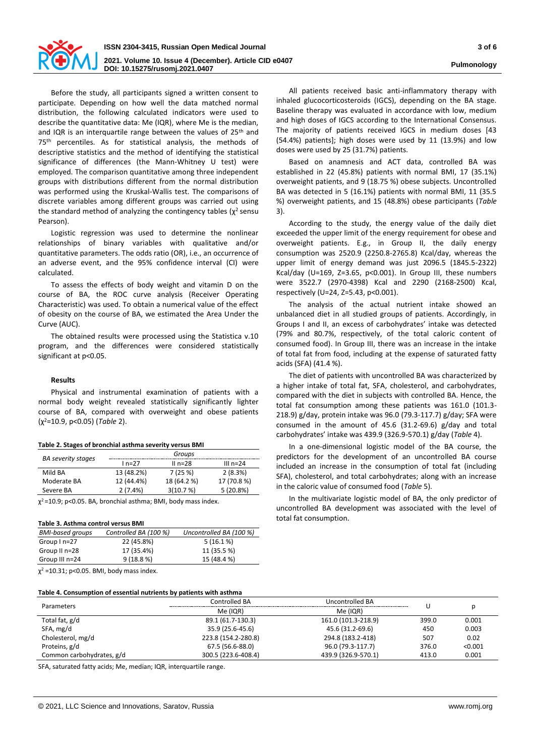Before the study, all participants signed a written consent to participate. Depending on how well the data matched normal distribution, the following calculated indicators were used to describe the quantitative data: Me (IQR), where Me is the median, and IQR is an interquartile range between the values of 25th and 75th percentiles. As for statistical analysis, the methods of descriptive statistics and the method of identifying the statistical significance of differences (the Mann-Whitney U test) were employed. The comparison quantitative among three independent groups with distributions different from the normal distribution was performed using the Kruskal-Wallis test. The comparisons of discrete variables among different groups was carried out using the standard method of analyzing the contingency tables ($\chi^2$ sensu Pearson).

Logistic regression was used to determine the nonlinear relationships of binary variables with qualitative and/or quantitative parameters. The odds ratio (OR), i.e., an occurrence of an adverse event, and the 95% confidence interval (CI) were calculated.

To assess the effects of body weight and vitamin D on the course of BA, the ROC curve analysis (Receiver Operating Characteristic) was used. To obtain a numerical value of the effect of obesity on the course of BA, we estimated the Area Under the Curve (AUC).

The obtained results were processed using the Statistica v.10 program, and the differences were considered statistically significant at $p<0.05$.

**Results**

Physical and instrumental examination of patients with a normal body weight revealed statistically significantly lighter course of BA, compared with overweight and obese patients ($\chi^2$=10.9, $p<0.05$) (*Table* 2).

**Table 2. Stages of bronchial asthma severity versus BMI**

| *BA severity stages* | *Groups* | | |
|---|---|---|---|
| | I n=27 | II n=28 | III n=24 |
| Mild BA | 13 (48.2%) | 7 (25 %) | 2 (8.3%) |
| Moderate BA | 12 (44.4%) | 18 (64.2 %) | 17 (70.8 %) |
| Severe BA | 2 (7.4%) | 3(10.7 %) | 5 (20.8%) |

$\chi^2$=10.9; $p<0.05$. BA, bronchial asthma; BMI, body mass index.

**Table 3. Asthma control versus BMI**

| *BMI-based groups* | *Controlled BA (100 %)* | *Uncontrolled BA (100 %)* |
|---|---|---|
| Group I n=27 | 22 (45.8%) | 5 (16.1 %) |
| Group II n=28 | 17 (35.4%) | 11 (35.5 %) |
| Group III n=24 | 9 (18.8 %) | 15 (48.4 %) |

$\chi^2$ =10.31; $p<0.05$. BMI, body mass index.

**Table 4. Consumption of essential nutrients by patients with asthma**

| Parameters | Controlled BA | Uncontrolled BA | U | p |
|---|---|---|---|---|
| | Me (IQR) | Me (IQR) | | |
| Total fat, g/d | 89.1 (61.7-130.3) | 161.0 (101.3-218.9) | 399.0 | 0.001 |
| SFA, mg/d | 35.9 (25.6-45.6) | 45.6 (31.2-69.6) | 450 | 0.003 |
| Cholesterol, mg/d | 223.8 (154.2-280.8) | 294.8 (183.2-418) | 507 | 0.02 |
| Proteins, g/d | 67.5 (56.6-88.0) | 96.0 (79.3-117.7) | 376.0 | <0.001 |
| Common carbohydrates, g/d | 300.5 (223.6-408.4) | 439.9 (326.9-570.1) | 413.0 | 0.001 |

SFA, saturated fatty acids; Me, median; IQR, interquartile range.

All patients received basic anti-inflammatory therapy with inhaled glucocorticosteroids (IGCS), depending on the BA stage. Baseline therapy was evaluated in accordance with low, medium and high doses of IGCS according to the International Consensus. The majority of patients received IGCS in medium doses [43 (54.4%) patients]; high doses were used by 11 (13.9%) and low doses were used by 25 (31.7%) patients.

Based on anamnesis and ACT data, controlled BA was established in 22 (45.8%) patients with normal BMI, 17 (35.1%) overweight patients, and 9 (18.75 %) obese subjects. Uncontrolled BA was detected in 5 (16.1%) patients with normal BMI, 11 (35.5 %) overweight patients, and 15 (48.8%) obese participants (*Table* 3).

According to the study, the energy value of the daily diet exceeded the upper limit of the energy requirement for obese and overweight patients. E.g., in Group II, the daily energy consumption was 2520.9 (2250.8-2765.8) Kcal/day, whereas the upper limit of energy demand was just 2096.5 (1845.5-2322) Kcal/day (U=169, Z=3.65, $p<0.001$). In Group III, these numbers were 3522.7 (2970-4398) Kcal and 2290 (2168-2500) Kcal, respectively (U=24, Z=5.43, $p<0.001$).

The analysis of the actual nutrient intake showed an unbalanced diet in all studied groups of patients. Accordingly, in Groups I and II, an excess of carbohydrates' intake was detected (79% and 80.7%, respectively, of the total caloric content of consumed food). In Group III, there was an increase in the intake of total fat from food, including at the expense of saturated fatty acids (SFA) (41.4 %).

The diet of patients with uncontrolled BA was characterized by a higher intake of total fat, SFA, cholesterol, and carbohydrates, compared with the diet in subjects with controlled BA. Hence, the total fat consumption among these patients was 161.0 (101.3-218.9) g/day, protein intake was 96.0 (79.3-117.7) g/day; SFA were consumed in the amount of 45.6 (31.2-69.6) g/day and total carbohydrates' intake was 439.9 (326.9-570.1) g/day (*Table* 4).

In a one-dimensional logistic model of the BA course, the predictors for the development of an uncontrolled BA course included an increase in the consumption of total fat (including SFA), cholesterol, and total carbohydrates; along with an increase in the caloric value of consumed food (*Table* 5).

In the multivariate logistic model of BA, the only predictor of uncontrolled BA development was associated with the level of total fat consumption.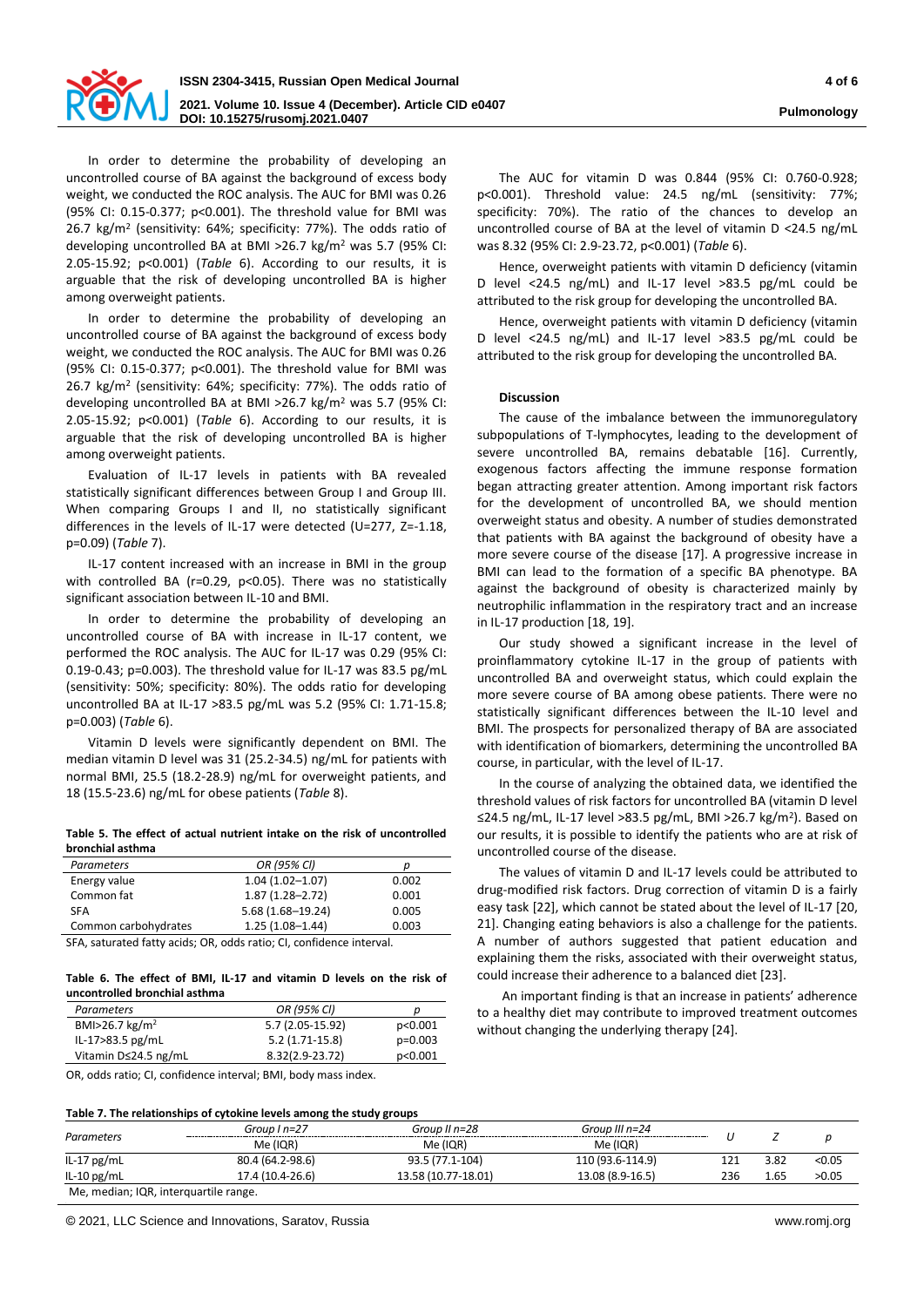In order to determine the probability of developing an uncontrolled course of BA against the background of excess body weight, we conducted the ROC analysis. The AUC for BMI was 0.26 (95% CI: 0.15-0.377; p<0.001). The threshold value for BMI was 26.7 kg/m$^2$ (sensitivity: 64%; specificity: 77%). The odds ratio of developing uncontrolled BA at BMI >26.7 kg/m$^2$ was 5.7 (95% CI: 2.05-15.92; p<0.001) (*Table* 6). According to our results, it is arguable that the risk of developing uncontrolled BA is higher among overweight patients.

In order to determine the probability of developing an uncontrolled course of BA against the background of excess body weight, we conducted the ROC analysis. The AUC for BMI was 0.26 (95% CI: 0.15-0.377; p<0.001). The threshold value for BMI was 26.7 kg/m$^2$ (sensitivity: 64%; specificity: 77%). The odds ratio of developing uncontrolled BA at BMI >26.7 kg/m$^2$ was 5.7 (95% CI: 2.05-15.92; p<0.001) (*Table* 6). According to our results, it is arguable that the risk of developing uncontrolled BA is higher among overweight patients.

Evaluation of IL-17 levels in patients with BA revealed statistically significant differences between Group I and Group III. When comparing Groups I and II, no statistically significant differences in the levels of IL-17 were detected (U=277, Z=-1.18, p=0.09) (*Table* 7).

IL-17 content increased with an increase in BMI in the group with controlled BA (r=0.29, p<0.05). There was no statistically significant association between IL-10 and BMI.

In order to determine the probability of developing an uncontrolled course of BA with increase in IL-17 content, we performed the ROC analysis. The AUC for IL-17 was 0.29 (95% CI: 0.19-0.43; p=0.003). The threshold value for IL-17 was 83.5 pg/mL (sensitivity: 50%; specificity: 80%). The odds ratio for developing uncontrolled BA at IL-17 >83.5 pg/mL was 5.2 (95% CI: 1.71-15.8; p=0.003) (*Table* 6).

Vitamin D levels were significantly dependent on BMI. The median vitamin D level was 31 (25.2-34.5) ng/mL for patients with normal BMI, 25.5 (18.2-28.9) ng/mL for overweight patients, and 18 (15.5-23.6) ng/mL for obese patients (*Table* 8).

**Table 5. The effect of actual nutrient intake on the risk of uncontrolled bronchial asthma**

| *Parameters* | *OR (95% CI)* | *p* |
|---|---|---|
| Energy value | 1.04 (1.02–1.07) | 0.002 |
| Common fat | 1.87 (1.28–2.72) | 0.001 |
| SFA | 5.68 (1.68–19.24) | 0.005 |
| Common carbohydrates | 1.25 (1.08–1.44) | 0.003 |

SFA, saturated fatty acids; OR, odds ratio; CI, confidence interval.

**Table 6. The effect of BMI, IL-17 and vitamin D levels on the risk of uncontrolled bronchial asthma**

| *Parameters* | *OR (95% CI)* | *p* |
|---|---|---|
| BMI>26.7 kg/m$^2$ | 5.7 (2.05-15.92) | p<0.001 |
| IL-17>83.5 pg/mL | 5.2 (1.71-15.8) | p=0.003 |
| Vitamin D≤24.5 ng/mL | 8.32(2.9-23.72) | p<0.001 |

OR, odds ratio; CI, confidence interval; BMI, body mass index.

The AUC for vitamin D was 0.844 (95% CI: 0.760-0.928; p<0.001). Threshold value: 24.5 ng/mL (sensitivity: 77%; specificity: 70%). The ratio of the chances to develop an uncontrolled course of BA at the level of vitamin D <24.5 ng/mL was 8.32 (95% CI: 2.9-23.72, p<0.001) (*Table* 6).

Hence, overweight patients with vitamin D deficiency (vitamin D level <24.5 ng/mL) and IL-17 level >83.5 pg/mL could be attributed to the risk group for developing the uncontrolled BA.

Hence, overweight patients with vitamin D deficiency (vitamin D level <24.5 ng/mL) and IL-17 level >83.5 pg/mL could be attributed to the risk group for developing the uncontrolled BA.

## Discussion

The cause of the imbalance between the immunoregulatory subpopulations of T-lymphocytes, leading to the development of severe uncontrolled BA, remains debatable [16]. Currently, exogenous factors affecting the immune response formation began attracting greater attention. Among important risk factors for the development of uncontrolled BA, we should mention overweight status and obesity. A number of studies demonstrated that patients with BA against the background of obesity have a more severe course of the disease [17]. A progressive increase in BMI can lead to the formation of a specific BA phenotype. BA against the background of obesity is characterized mainly by neutrophilic inflammation in the respiratory tract and an increase in IL-17 production [18, 19].

Our study showed a significant increase in the level of proinflammatory cytokine IL-17 in the group of patients with uncontrolled BA and overweight status, which could explain the more severe course of BA among obese patients. There were no statistically significant differences between the IL-10 level and BMI. The prospects for personalized therapy of BA are associated with identification of biomarkers, determining the uncontrolled BA course, in particular, with the level of IL-17.

In the course of analyzing the obtained data, we identified the threshold values of risk factors for uncontrolled BA (vitamin D level ≤24.5 ng/mL, IL-17 level >83.5 pg/mL, BMI >26.7 kg/m$^2$). Based on our results, it is possible to identify the patients who are at risk of uncontrolled course of the disease.

The values of vitamin D and IL-17 levels could be attributed to drug-modified risk factors. Drug correction of vitamin D is a fairly easy task [22], which cannot be stated about the level of IL-17 [20, 21]. Changing eating behaviors is also a challenge for the patients. A number of authors suggested that patient education and explaining them the risks, associated with their overweight status, could increase their adherence to a balanced diet [23].

An important finding is that an increase in patients' adherence to a healthy diet may contribute to improved treatment outcomes without changing the underlying therapy [24].

**Table 7. The relationships of cytokine levels among the study groups**

| Parameters | *Group I n=27* | *Group II n=28* | *Group III n=24* | *U* | *Z* | *p* |
|---|---|---|---|---|---|---|
| | Me (IQR) | Me (IQR) | Me (IQR) | | | |
| IL-17 pg/mL | 80.4 (64.2-98.6) | 93.5 (77.1-104) | 110 (93.6-114.9) | 121 | 3.82 | <0.05 |
| IL-10 pg/mL | 17.4 (10.4-26.6) | 13.58 (10.77-18.01) | 13.08 (8.9-16.5) | 236 | 1.65 | >0.05 |

Me, median; IQR, interquartile range.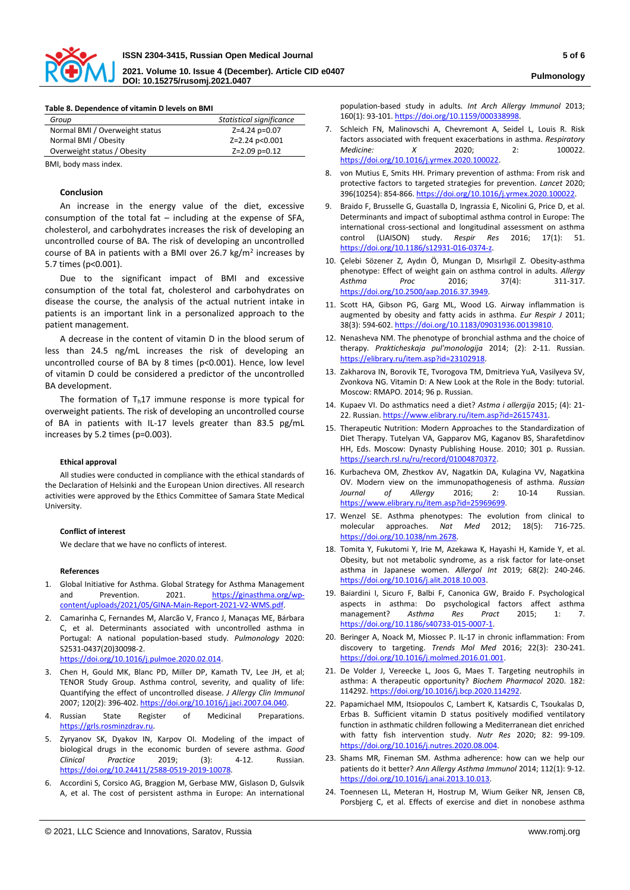**Table 8. Dependence of vitamin D levels on BMI**

| Group | Statistical significance |
| --- | --- |
| Normal BMI / Overweight status | Z=4.24 p=0.07 |
| Normal BMI / Obesity | Z=2.24 p<0.001 |
| Overweight status / Obesity | Z=2.09 p=0.12 |

BMI, body mass index.

### Conclusion

An increase in the energy value of the diet, excessive consumption of the total fat – including at the expense of SFA, cholesterol, and carbohydrates increases the risk of developing an uncontrolled course of BA. The risk of developing an uncontrolled course of BA in patients with a BMI over 26.7 kg/m$^2$ increases by 5.7 times (p<0.001).

Due to the significant impact of BMI and excessive consumption of the total fat, cholesterol and carbohydrates on disease the course, the analysis of the actual nutrient intake in patients is an important link in a personalized approach to the patient management.

A decrease in the content of vitamin D in the blood serum of less than 24.5 ng/mL increases the risk of developing an uncontrolled course of BA by 8 times (p<0.001). Hence, low level of vitamin D could be considered a predictor of the uncontrolled BA development.

The formation of $T_h17$ immune response is more typical for overweight patients. The risk of developing an uncontrolled course of BA in patients with IL-17 levels greater than 83.5 pg/mL increases by 5.2 times (p=0.003).

### Ethical approval

All studies were conducted in compliance with the ethical standards of the Declaration of Helsinki and the European Union directives. All research activities were approved by the Ethics Committee of Samara State Medical University.

### Conflict of interest

We declare that we have no conflicts of interest.

### References

1. Global Initiative for Asthma. Global Strategy for Asthma Management and Prevention. 2021. https://ginasthma.org/wp-content/uploads/2021/05/GINA-Main-Report-2021-V2-WMS.pdf.
2. Camarinha C, Fernandes M, Alarcão V, Franco J, Manaças ME, Bárbara C, et al. Determinants associated with uncontrolled asthma in Portugal: A national population-based study. *Pulmonology* 2020: S2531-0437(20)30098-2. https://doi.org/10.1016/j.pulmoe.2020.02.014.
3. Chen H, Gould MK, Blanc PD, Miller DP, Kamath TV, Lee JH, et al; TENOR Study Group. Asthma control, severity, and quality of life: Quantifying the effect of uncontrolled disease. *J Allergy Clin Immunol* 2007; 120(2): 396-402. https://doi.org/10.1016/j.jaci.2007.04.040.
4. Russian State Register of Medicinal Preparations. https://grls.rosminzdrav.ru.
5. Zyryanov SK, Dyakov IN, Karpov OI. Modeling of the impact of biological drugs in the economic burden of severe asthma. *Good Clinical Practice* 2019; (3): 4-12. Russian. https://doi.org/10.24411/2588-0519-2019-10078.
6. Accordini S, Corsico AG, Braggion M, Gerbase MW, Gislason D, Gulsvik A, et al. The cost of persistent asthma in Europe: An international population-based study in adults. *Int Arch Allergy Immunol* 2013; 160(1): 93-101. https://doi.org/10.1159/000338998.
7. Schleich FN, Malinovschi A, Chevremont A, Seidel L, Louis R. Risk factors associated with frequent exacerbations in asthma. *Respiratory Medicine: X* 2020; 2: 100022. https://doi.org/10.1016/j.yrmex.2020.100022.
8. von Mutius E, Smits HH. Primary prevention of asthma: From risk and protective factors to targeted strategies for prevention. *Lancet* 2020; 396(10254): 854-866. https://doi.org/10.1016/j.yrmex.2020.100022.
9. Braido F, Brusselle G, Guastalla D, Ingrassia E, Nicolini G, Price D, et al. Determinants and impact of suboptimal asthma control in Europe: The international cross-sectional and longitudinal assessment on asthma control (LIAISON) study. *Respir Res* 2016; 17(1): 51. https://doi.org/10.1186/s12931-016-0374-z.
10. Çelebi Sözener Z, Aydın Ö, Mungan D, Mısırlıgil Z. Obesity-asthma phenotype: Effect of weight gain on asthma control in adults. *Allergy Asthma Proc* 2016; 37(4): 311-317. https://doi.org/10.2500/aap.2016.37.3949.
11. Scott HA, Gibson PG, Garg ML, Wood LG. Airway inflammation is augmented by obesity and fatty acids in asthma. *Eur Respir J* 2011; 38(3): 594-602. https://doi.org/10.1183/09031936.00139810.
12. Nenasheva NM. The phenotype of bronchial asthma and the choice of therapy. *Prakticheskaja pul'monologija* 2014; (2): 2-11. Russian. https://elibrary.ru/item.asp?id=23102918.
13. Zakharova IN, Borovik TE, Tvorogova TM, Dmitrieva YuA, Vasilyeva SV, Zvonkova NG. Vitamin D: A New Look at the Role in the Body: tutorial. Moscow: RMAPO. 2014; 96 p. Russian.
14. Kupaev VI. Do asthmatics need a diet? *Astma i allergija* 2015; (4): 21-22. Russian. https://www.elibrary.ru/item.asp?id=26157431.
15. Therapeutic Nutrition: Modern Approaches to the Standardization of Diet Therapy. Tutelyan VA, Gapparov MG, Kaganov BS, Sharafetdinov HH, Eds. Moscow: Dynasty Publishing House. 2010; 301 p. Russian. https://search.rsl.ru/ru/record/01004870372.
16. Kurbacheva OM, Zhestkov AV, Nagatkin DA, Kulagina VV, Nagatkina OV. Modern view on the immunopathogenesis of asthma. *Russian Journal of Allergy* 2016; 2: 10-14 Russian. https://www.elibrary.ru/item.asp?id=25969699.
17. Wenzel SE. Asthma phenotypes: The evolution from clinical to molecular approaches. *Nat Med* 2012; 18(5): 716-725. https://doi.org/10.1038/nm.2678.
18. Tomita Y, Fukutomi Y, Irie M, Azekawa K, Hayashi H, Kamide Y, et al. Obesity, but not metabolic syndrome, as a risk factor for late-onset asthma in Japanese women. *Allergol Int* 2019; 68(2): 240-246. https://doi.org/10.1016/j.alit.2018.10.003.
19. Baiardini I, Sicuro F, Balbi F, Canonica GW, Braido F. Psychological aspects in asthma: Do psychological factors affect asthma management? *Asthma Res Pract* 2015; 1: 7. https://doi.org/10.1186/s40733-015-0007-1.
20. Beringer A, Noack M, Miossec P. IL-17 in chronic inflammation: From discovery to targeting. *Trends Mol Med* 2016; 22(3): 230-241. https://doi.org/10.1016/j.molmed.2016.01.001.
21. De Volder J, Vereecke L, Joos G, Maes T. Targeting neutrophils in asthma: A therapeutic opportunity? *Biochem Pharmacol* 2020. 182: 114292. https://doi.org/10.1016/j.bcp.2020.114292.
22. Papamichael MM, Itsiopoulos C, Lambert K, Katsardis C, Tsoukalas D, Erbas B. Sufficient vitamin D status positively modified ventilatory function in asthmatic children following a Mediterranean diet enriched with fatty fish intervention study. *Nutr Res* 2020; 82: 99-109. https://doi.org/10.1016/j.nutres.2020.08.004.
23. Shams MR, Fineman SM. Asthma adherence: how can we help our patients do it better? *Ann Allergy Asthma Immunol* 2014; 112(1): 9-12. https://doi.org/10.1016/j.anai.2013.10.013.
24. Toennesen LL, Meteran H, Hostrup M, Wium Geiker NR, Jensen CB, Porsbjerg C, et al. Effects of exercise and diet in nonobese asthma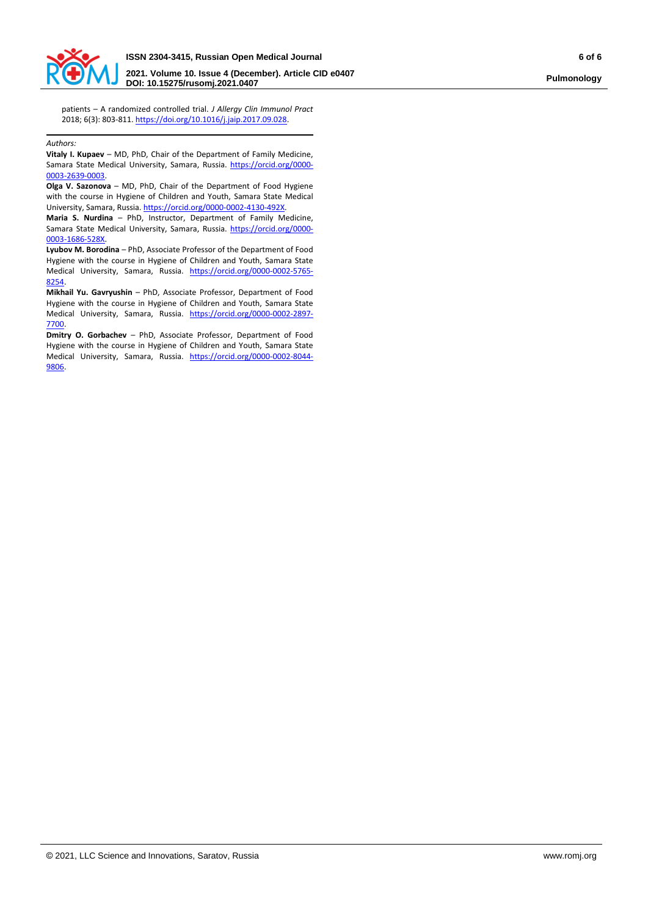patients – A randomized controlled trial. *J Allergy Clin Immunol Pract* 2018; 6(3): 803-811. https://doi.org/10.1016/j.jaip.2017.09.028.

*Authors:*

**Vitaly I. Kupaev** – MD, PhD, Chair of the Department of Family Medicine, Samara State Medical University, Samara, Russia. https://orcid.org/0000-0003-2639-0003.

**Olga V. Sazonova** – MD, PhD, Chair of the Department of Food Hygiene with the course in Hygiene of Children and Youth, Samara State Medical University, Samara, Russia. https://orcid.org/0000-0002-4130-492X.

**Maria S. Nurdina** – PhD, Instructor, Department of Family Medicine, Samara State Medical University, Samara, Russia. https://orcid.org/0000-0003-1686-528X.

**Lyubov M. Borodina** – PhD, Associate Professor of the Department of Food Hygiene with the course in Hygiene of Children and Youth, Samara State Medical University, Samara, Russia. https://orcid.org/0000-0002-5765-8254.

**Mikhail Yu. Gavryushin** – PhD, Associate Professor, Department of Food Hygiene with the course in Hygiene of Children and Youth, Samara State Medical University, Samara, Russia. https://orcid.org/0000-0002-2897-7700.

**Dmitry O. Gorbachev** – PhD, Associate Professor, Department of Food Hygiene with the course in Hygiene of Children and Youth, Samara State Medical University, Samara, Russia. https://orcid.org/0000-0002-8044-9806.